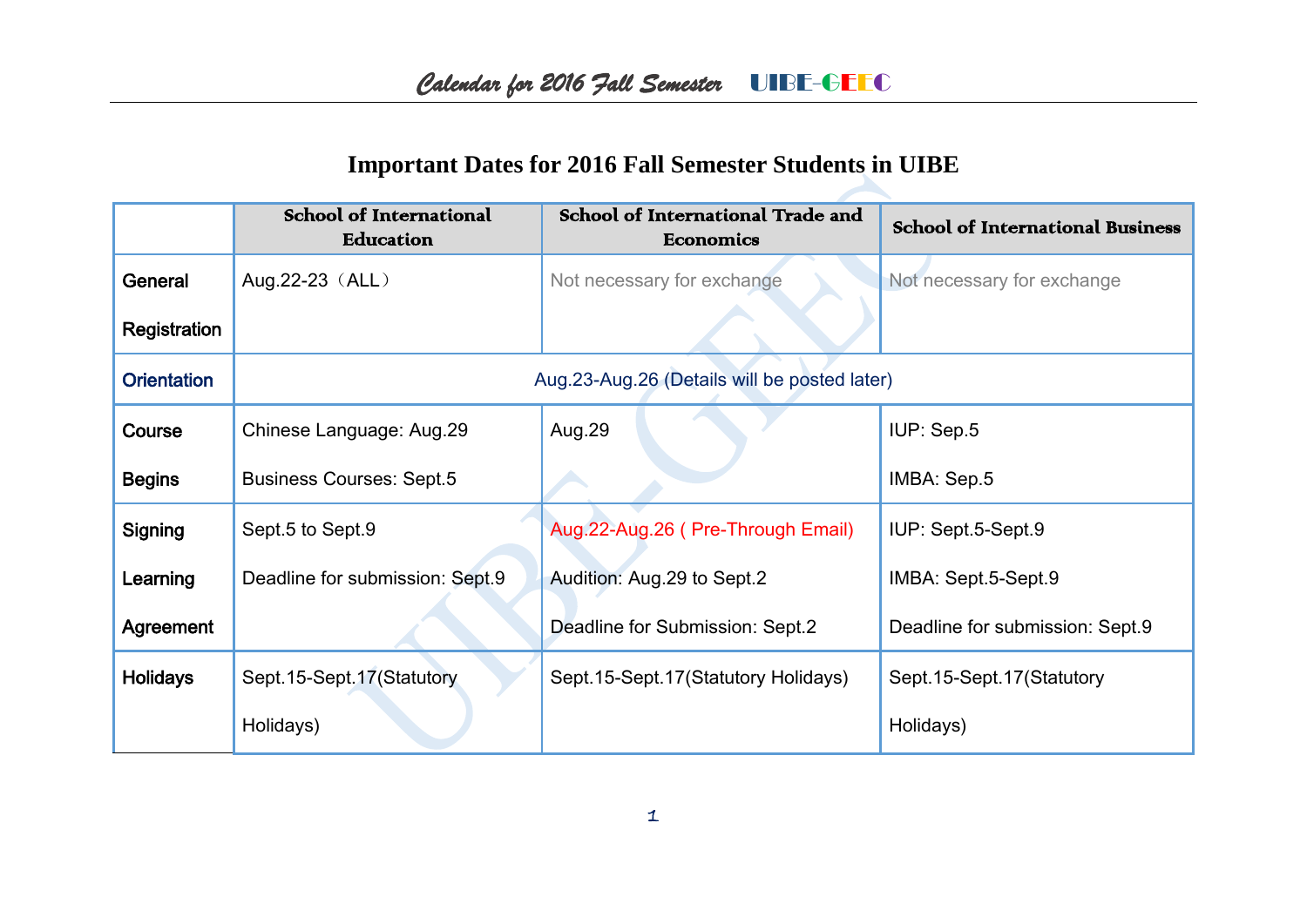# Important Dates for 2016 Fall Semester Students in UIBE

| | School of International Education | School of International Trade and Economics | School of International Business |
|---|---|---|---|
| General Registration | Aug.22-23（ALL） | Not necessary for exchange | Not necessary for exchange |
| Orientation | Aug.23-Aug.26 (Details will be posted later) | | |
| Course Begins | Chinese Language: Aug.29<br>Business Courses: Sept.5 | Aug.29 | IUP: Sep.5<br>IMBA: Sep.5 |
| Signing Learning Agreement | Sept.5 to Sept.9<br>Deadline for submission: Sept.9 | Aug.22-Aug.26 ( Pre-Through Email)<br>Audition: Aug.29 to Sept.2<br>Deadline for Submission: Sept.2 | IUP: Sept.5-Sept.9<br>IMBA: Sept.5-Sept.9<br>Deadline for submission: Sept.9 |
| Holidays | Sept.15-Sept.17(Statutory Holidays) | Sept.15-Sept.17(Statutory Holidays) | Sept.15-Sept.17(Statutory Holidays) |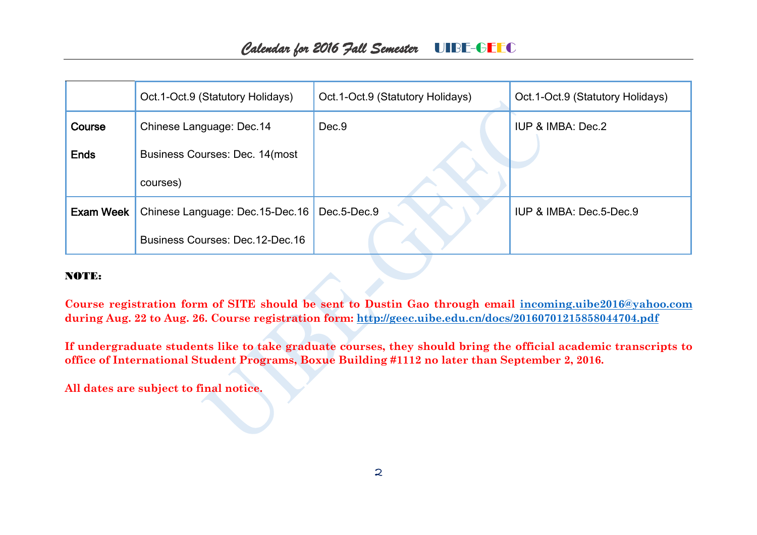| | | | |
|---|---|---|---|
| | Oct.1-Oct.9 (Statutory Holidays) | Oct.1-Oct.9 (Statutory Holidays) | Oct.1-Oct.9 (Statutory Holidays) |
| **Course Ends** | Chinese Language: Dec.14<br>Business Courses: Dec. 14(most courses) | Dec.9 | IUP & IMBA: Dec.2 |
| **Exam Week** | Chinese Language: Dec.15-Dec.16<br>Business Courses: Dec.12-Dec.16 | Dec.5-Dec.9 | IUP & IMBA: Dec.5-Dec.9 |

**NOTE:**

**Course registration form of SITE should be sent to Dustin Gao through email [incoming.uibe2016@yahoo.com](mailto:incoming.uibe2016@yahoo.com) during Aug. 22 to Aug. 26. Course registration form: [http://geec.uibe.edu.cn/docs/20160701215858044704.pdf](http://geec.uibe.edu.cn/docs/20160701215858044704.pdf)**

**If undergraduate students like to take graduate courses, they should bring the official academic transcripts to office of International Student Programs, Boxue Building #1112 no later than September 2, 2016.**

**All dates are subject to final notice.**